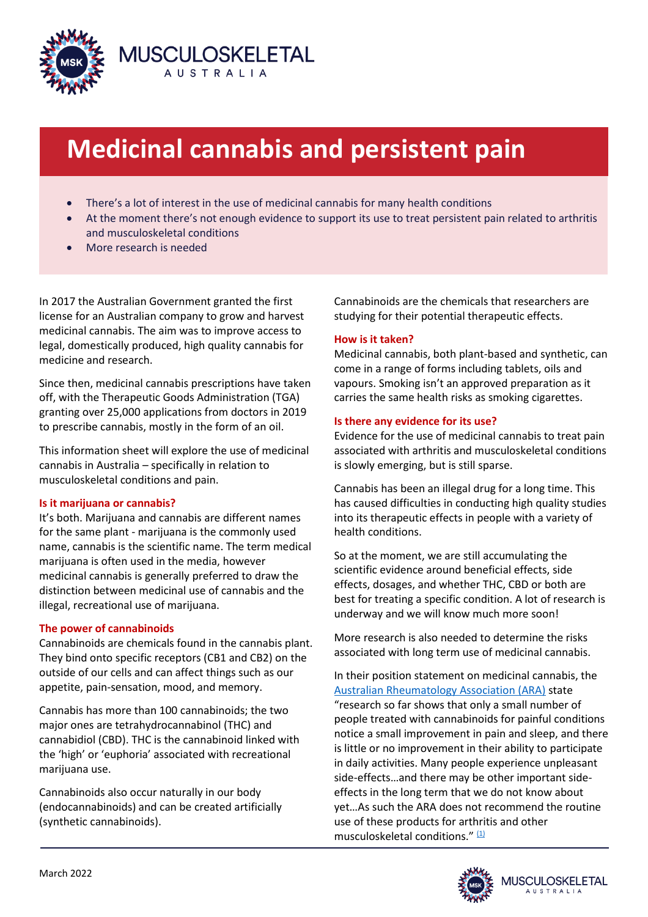# Medicinal cannabis and persistent pain

- There's a lot of interest in the use of medicinal cannabis for many health conditions
- At the moment there's not enough evidence to support its use to treat persistent pain related to arthritis and musculoskeletal conditions
- More research is needed

In 2017 the Australian Government granted the first license for an Australian company to grow and harvest medicinal cannabis. The aim was to improve access to legal, domestically produced, high quality cannabis for medicine and research.

Since then, medicinal cannabis prescriptions have taken off, with the Therapeutic Goods Administration (TGA) granting over 25,000 applications from doctors in 2019 to prescribe cannabis, mostly in the form of an oil.

This information sheet will explore the use of medicinal cannabis in Australia – specifically in relation to musculoskeletal conditions and pain.

### Is it marijuana or cannabis?

It's both. Marijuana and cannabis are different names for the same plant - marijuana is the commonly used name, cannabis is the scientific name. The term medical marijuana is often used in the media, however medicinal cannabis is generally preferred to draw the distinction between medicinal use of cannabis and the illegal, recreational use of marijuana.

### The power of cannabinoids

Cannabinoids are chemicals found in the cannabis plant. They bind onto specific receptors (CB1 and CB2) on the outside of our cells and can affect things such as our appetite, pain-sensation, mood, and memory.

Cannabis has more than 100 cannabinoids; the two major ones are tetrahydrocannabinol (THC) and cannabidiol (CBD). THC is the cannabinoid linked with the 'high' or 'euphoria' associated with recreational marijuana use.

Cannabinoids also occur naturally in our body (endocannabinoids) and can be created artificially (synthetic cannabinoids).

Cannabinoids are the chemicals that researchers are studying for their potential therapeutic effects.

### How is it taken?

Medicinal cannabis, both plant-based and synthetic, can come in a range of forms including tablets, oils and vapours. Smoking isn't an approved preparation as it carries the same health risks as smoking cigarettes.

### Is there any evidence for its use?

Evidence for the use of medicinal cannabis to treat pain associated with arthritis and musculoskeletal conditions is slowly emerging, but is still sparse.

Cannabis has been an illegal drug for a long time. This has caused difficulties in conducting high quality studies into its therapeutic effects in people with a variety of health conditions.

So at the moment, we are still accumulating the scientific evidence around beneficial effects, side effects, dosages, and whether THC, CBD or both are best for treating a specific condition. A lot of research is underway and we will know much more soon!

More research is also needed to determine the risks associated with long term use of medicinal cannabis.

In their position statement on medicinal cannabis, the Australian Rheumatology Association (ARA) state "research so far shows that only a small number of people treated with cannabinoids for painful conditions notice a small improvement in pain and sleep, and there is little or no improvement in their ability to participate in daily activities. Many people experience unpleasant side-effects…and there may be other important side-effects in the long term that we do not know about yet…As such the ARA does not recommend the routine use of these products for arthritis and other musculoskeletal conditions." [1]

March 2022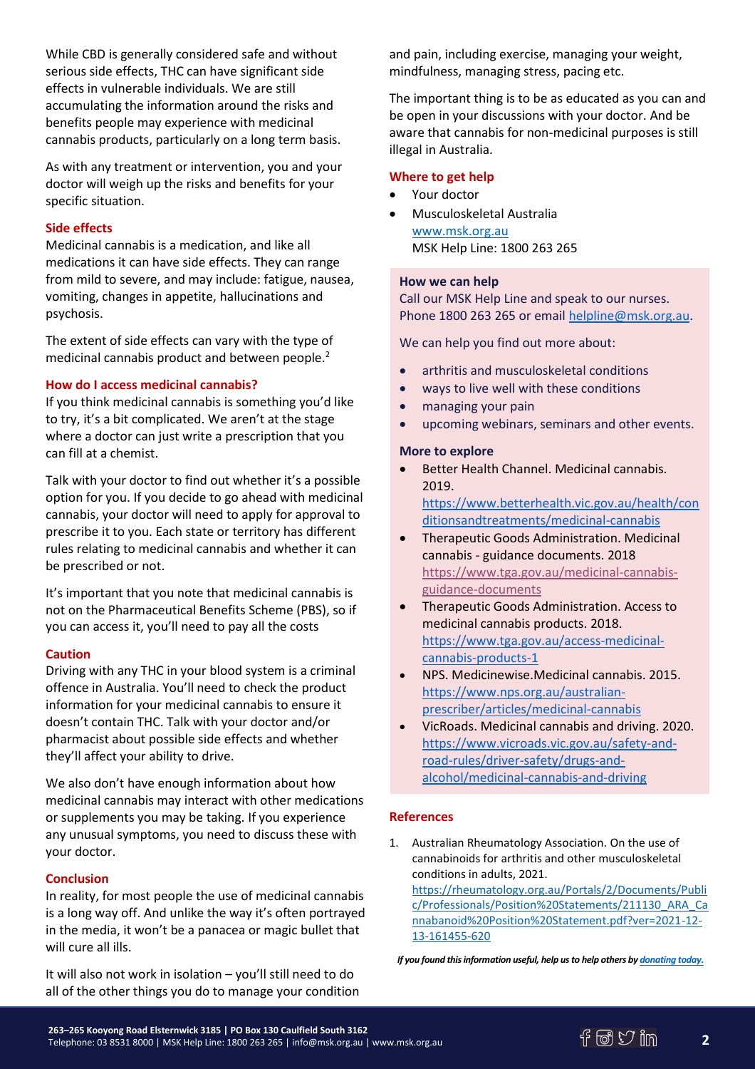While CBD is generally considered safe and without serious side effects, THC can have significant side effects in vulnerable individuals. We are still accumulating the information around the risks and benefits people may experience with medicinal cannabis products, particularly on a long term basis.

As with any treatment or intervention, you and your doctor will weigh up the risks and benefits for your specific situation.

## Side effects

Medicinal cannabis is a medication, and like all medications it can have side effects. They can range from mild to severe, and may include: fatigue, nausea, vomiting, changes in appetite, hallucinations and psychosis.

The extent of side effects can vary with the type of medicinal cannabis product and between people.[2]

## How do I access medicinal cannabis?

If you think medicinal cannabis is something you'd like to try, it's a bit complicated. We aren't at the stage where a doctor can just write a prescription that you can fill at a chemist.

Talk with your doctor to find out whether it's a possible option for you. If you decide to go ahead with medicinal cannabis, your doctor will need to apply for approval to prescribe it to you. Each state or territory has different rules relating to medicinal cannabis and whether it can be prescribed or not.

It's important that you note that medicinal cannabis is not on the Pharmaceutical Benefits Scheme (PBS), so if you can access it, you'll need to pay all the costs

## Caution

Driving with any THC in your blood system is a criminal offence in Australia. You'll need to check the product information for your medicinal cannabis to ensure it doesn't contain THC. Talk with your doctor and/or pharmacist about possible side effects and whether they'll affect your ability to drive.

We also don't have enough information about how medicinal cannabis may interact with other medications or supplements you may be taking. If you experience any unusual symptoms, you need to discuss these with your doctor.

## Conclusion

In reality, for most people the use of medicinal cannabis is a long way off. And unlike the way it's often portrayed in the media, it won't be a panacea or magic bullet that will cure all ills.

It will also not work in isolation – you'll still need to do all of the other things you do to manage your condition and pain, including exercise, managing your weight, mindfulness, managing stress, pacing etc.

The important thing is to be as educated as you can and be open in your discussions with your doctor. And be aware that cannabis for non-medicinal purposes is still illegal in Australia.

## Where to get help

- Your doctor
- Musculoskeletal Australia
  www.msk.org.au
  MSK Help Line: 1800 263 265

### How we can help

Call our MSK Help Line and speak to our nurses. Phone 1800 263 265 or email helpline@msk.org.au.

We can help you find out more about:

- arthritis and musculoskeletal conditions
- ways to live well with these conditions
- managing your pain
- upcoming webinars, seminars and other events.

### More to explore

- Better Health Channel. Medicinal cannabis. 2019. https://www.betterhealth.vic.gov.au/health/conditionsandtreatments/medicinal-cannabis
- Therapeutic Goods Administration. Medicinal cannabis - guidance documents. 2018 https://www.tga.gov.au/medicinal-cannabis-guidance-documents
- Therapeutic Goods Administration. Access to medicinal cannabis products. 2018. https://www.tga.gov.au/access-medicinal-cannabis-products-1
- NPS. Medicinewise.Medicinal cannabis. 2015. https://www.nps.org.au/australian-prescriber/articles/medicinal-cannabis
- VicRoads. Medicinal cannabis and driving. 2020. https://www.vicroads.vic.gov.au/safety-and-road-rules/driver-safety/drugs-and-alcohol/medicinal-cannabis-and-driving

## References

1. Australian Rheumatology Association. On the use of cannabinoids for arthritis and other musculoskeletal conditions in adults, 2021. https://rheumatology.org.au/Portals/2/Documents/Public/Professionals/Position%20Statements/211130_ARA_Cannabanoid%20Position%20Statement.pdf?ver=2021-12-13-161455-620

***If you found this information useful, help us to help others by donating today.***

**263–265 Kooyong Road Elsternwick 3185 | PO Box 130 Caulfield South 3162**
Telephone: 03 8531 8000 | MSK Help Line: 1800 263 265 | info@msk.org.au | www.msk.org.au